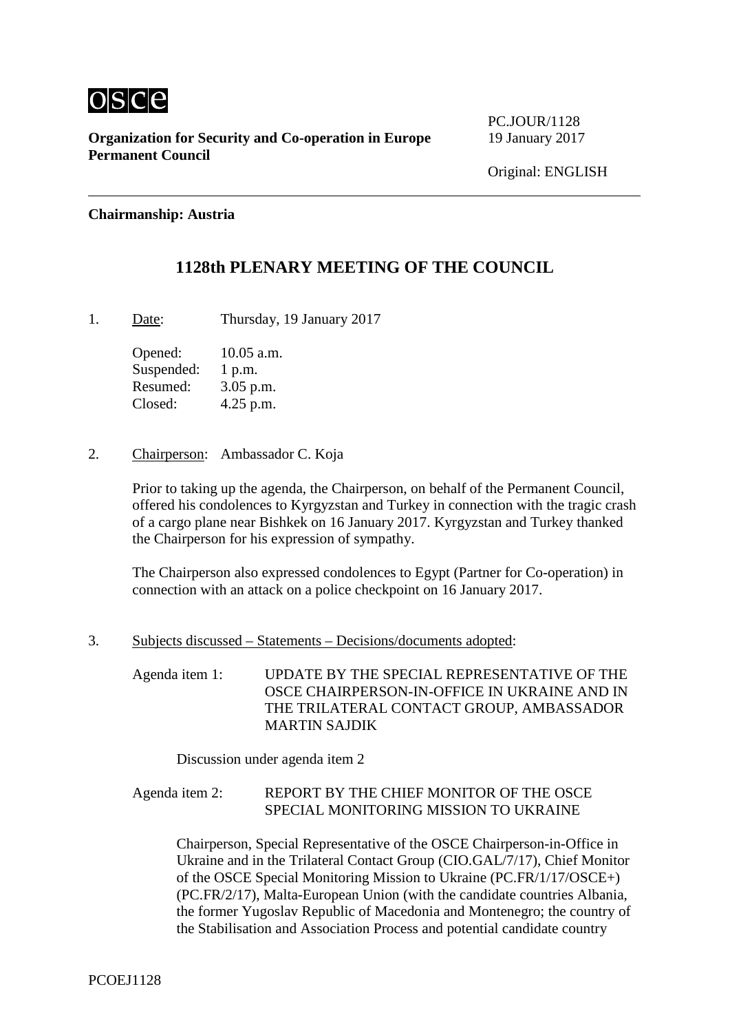osce

**Organization for Security and Co-operation in Europe**
**Permanent Council**

PC.JOUR/1128
19 January 2017

Original: ENGLISH

**Chairmanship: Austria**

# 1128th PLENARY MEETING OF THE COUNCIL

1. Date: Thursday, 19 January 2017

   Opened: 10.05 a.m.
   Suspended: 1 p.m.
   Resumed: 3.05 p.m.
   Closed: 4.25 p.m.

2. Chairperson: Ambassador C. Koja

   Prior to taking up the agenda, the Chairperson, on behalf of the Permanent Council, offered his condolences to Kyrgyzstan and Turkey in connection with the tragic crash of a cargo plane near Bishkek on 16 January 2017. Kyrgyzstan and Turkey thanked the Chairperson for his expression of sympathy.

   The Chairperson also expressed condolences to Egypt (Partner for Co-operation) in connection with an attack on a police checkpoint on 16 January 2017.

3. Subjects discussed – Statements – Decisions/documents adopted:

   Agenda item 1: UPDATE BY THE SPECIAL REPRESENTATIVE OF THE OSCE CHAIRPERSON-IN-OFFICE IN UKRAINE AND IN THE TRILATERAL CONTACT GROUP, AMBASSADOR MARTIN SAJDIK

   Discussion under agenda item 2

   Agenda item 2: REPORT BY THE CHIEF MONITOR OF THE OSCE SPECIAL MONITORING MISSION TO UKRAINE

   Chairperson, Special Representative of the OSCE Chairperson-in-Office in Ukraine and in the Trilateral Contact Group (CIO.GAL/7/17), Chief Monitor of the OSCE Special Monitoring Mission to Ukraine (PC.FR/1/17/OSCE+) (PC.FR/2/17), Malta-European Union (with the candidate countries Albania, the former Yugoslav Republic of Macedonia and Montenegro; the country of the Stabilisation and Association Process and potential candidate country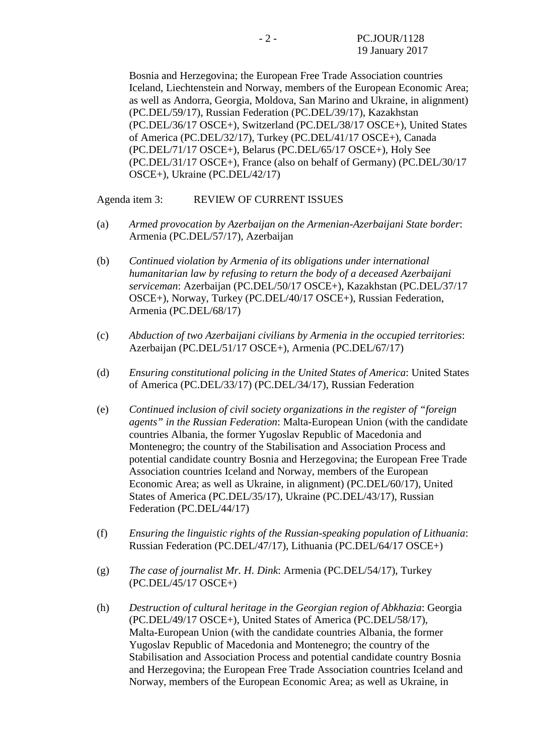Bosnia and Herzegovina; the European Free Trade Association countries Iceland, Liechtenstein and Norway, members of the European Economic Area; as well as Andorra, Georgia, Moldova, San Marino and Ukraine, in alignment) (PC.DEL/59/17), Russian Federation (PC.DEL/39/17), Kazakhstan (PC.DEL/36/17 OSCE+), Switzerland (PC.DEL/38/17 OSCE+), United States of America (PC.DEL/32/17), Turkey (PC.DEL/41/17 OSCE+), Canada (PC.DEL/71/17 OSCE+), Belarus (PC.DEL/65/17 OSCE+), Holy See (PC.DEL/31/17 OSCE+), France (also on behalf of Germany) (PC.DEL/30/17 OSCE+), Ukraine (PC.DEL/42/17)

Agenda item 3: REVIEW OF CURRENT ISSUES

(a) *Armed provocation by Azerbaijan on the Armenian-Azerbaijani State border*: Armenia (PC.DEL/57/17), Azerbaijan

(b) *Continued violation by Armenia of its obligations under international humanitarian law by refusing to return the body of a deceased Azerbaijani serviceman*: Azerbaijan (PC.DEL/50/17 OSCE+), Kazakhstan (PC.DEL/37/17 OSCE+), Norway, Turkey (PC.DEL/40/17 OSCE+), Russian Federation, Armenia (PC.DEL/68/17)

(c) *Abduction of two Azerbaijani civilians by Armenia in the occupied territories*: Azerbaijan (PC.DEL/51/17 OSCE+), Armenia (PC.DEL/67/17)

(d) *Ensuring constitutional policing in the United States of America*: United States of America (PC.DEL/33/17) (PC.DEL/34/17), Russian Federation

(e) *Continued inclusion of civil society organizations in the register of "foreign agents" in the Russian Federation*: Malta-European Union (with the candidate countries Albania, the former Yugoslav Republic of Macedonia and Montenegro; the country of the Stabilisation and Association Process and potential candidate country Bosnia and Herzegovina; the European Free Trade Association countries Iceland and Norway, members of the European Economic Area; as well as Ukraine, in alignment) (PC.DEL/60/17), United States of America (PC.DEL/35/17), Ukraine (PC.DEL/43/17), Russian Federation (PC.DEL/44/17)

(f) *Ensuring the linguistic rights of the Russian-speaking population of Lithuania*: Russian Federation (PC.DEL/47/17), Lithuania (PC.DEL/64/17 OSCE+)

(g) *The case of journalist Mr. H. Dink*: Armenia (PC.DEL/54/17), Turkey (PC.DEL/45/17 OSCE+)

(h) *Destruction of cultural heritage in the Georgian region of Abkhazia*: Georgia (PC.DEL/49/17 OSCE+), United States of America (PC.DEL/58/17), Malta-European Union (with the candidate countries Albania, the former Yugoslav Republic of Macedonia and Montenegro; the country of the Stabilisation and Association Process and potential candidate country Bosnia and Herzegovina; the European Free Trade Association countries Iceland and Norway, members of the European Economic Area; as well as Ukraine, in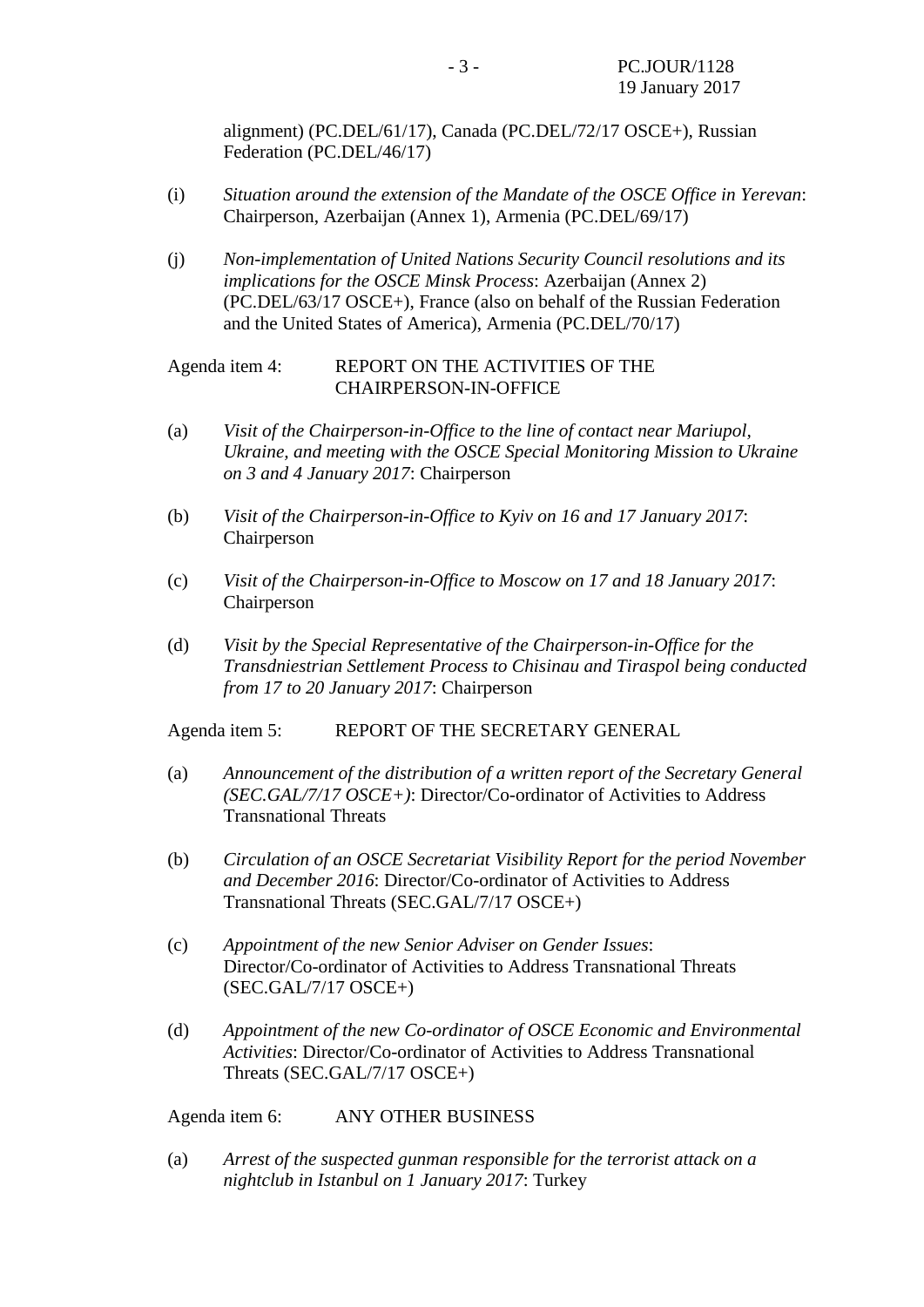alignment) (PC.DEL/61/17), Canada (PC.DEL/72/17 OSCE+), Russian Federation (PC.DEL/46/17)

(i) *Situation around the extension of the Mandate of the OSCE Office in Yerevan*: Chairperson, Azerbaijan (Annex 1), Armenia (PC.DEL/69/17)

(j) *Non-implementation of United Nations Security Council resolutions and its implications for the OSCE Minsk Process*: Azerbaijan (Annex 2) (PC.DEL/63/17 OSCE+), France (also on behalf of the Russian Federation and the United States of America), Armenia (PC.DEL/70/17)

Agenda item 4: REPORT ON THE ACTIVITIES OF THE CHAIRPERSON-IN-OFFICE

(a) *Visit of the Chairperson-in-Office to the line of contact near Mariupol, Ukraine, and meeting with the OSCE Special Monitoring Mission to Ukraine on 3 and 4 January 2017*: Chairperson

(b) *Visit of the Chairperson-in-Office to Kyiv on 16 and 17 January 2017*: Chairperson

(c) *Visit of the Chairperson-in-Office to Moscow on 17 and 18 January 2017*: Chairperson

(d) *Visit by the Special Representative of the Chairperson-in-Office for the Transdniestrian Settlement Process to Chisinau and Tiraspol being conducted from 17 to 20 January 2017*: Chairperson

Agenda item 5: REPORT OF THE SECRETARY GENERAL

(a) *Announcement of the distribution of a written report of the Secretary General (SEC.GAL/7/17 OSCE+)*: Director/Co-ordinator of Activities to Address Transnational Threats

(b) *Circulation of an OSCE Secretariat Visibility Report for the period November and December 2016*: Director/Co-ordinator of Activities to Address Transnational Threats (SEC.GAL/7/17 OSCE+)

(c) *Appointment of the new Senior Adviser on Gender Issues*: Director/Co-ordinator of Activities to Address Transnational Threats (SEC.GAL/7/17 OSCE+)

(d) *Appointment of the new Co-ordinator of OSCE Economic and Environmental Activities*: Director/Co-ordinator of Activities to Address Transnational Threats (SEC.GAL/7/17 OSCE+)

Agenda item 6: ANY OTHER BUSINESS

(a) *Arrest of the suspected gunman responsible for the terrorist attack on a nightclub in Istanbul on 1 January 2017*: Turkey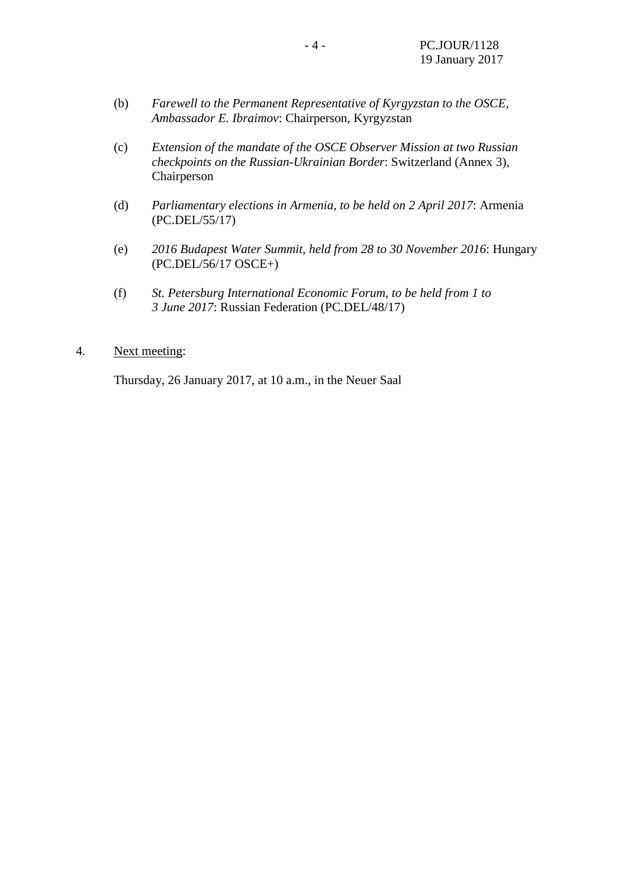(b) *Farewell to the Permanent Representative of Kyrgyzstan to the OSCE, Ambassador E. Ibraimov*: Chairperson, Kyrgyzstan

(c) *Extension of the mandate of the OSCE Observer Mission at two Russian checkpoints on the Russian-Ukrainian Border*: Switzerland (Annex 3), Chairperson

(d) *Parliamentary elections in Armenia, to be held on 2 April 2017*: Armenia (PC.DEL/55/17)

(e) *2016 Budapest Water Summit, held from 28 to 30 November 2016*: Hungary (PC.DEL/56/17 OSCE+)

(f) *St. Petersburg International Economic Forum, to be held from 1 to 3 June 2017*: Russian Federation (PC.DEL/48/17)

4. Next meeting:

Thursday, 26 January 2017, at 10 a.m., in the Neuer Saal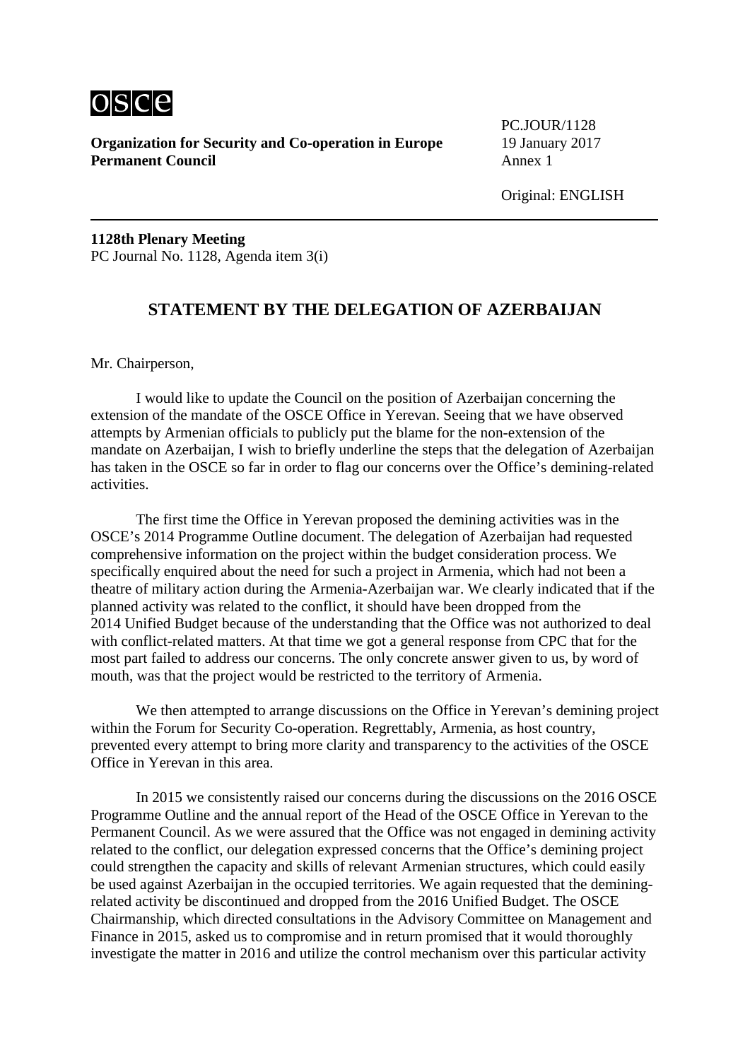**Organization for Security and Co-operation in Europe**
**Permanent Council**

PC.JOUR/1128
19 January 2017
Annex 1

Original: ENGLISH

**1128th Plenary Meeting**
PC Journal No. 1128, Agenda item 3(i)

## STATEMENT BY THE DELEGATION OF AZERBAIJAN

Mr. Chairperson,

I would like to update the Council on the position of Azerbaijan concerning the extension of the mandate of the OSCE Office in Yerevan. Seeing that we have observed attempts by Armenian officials to publicly put the blame for the non-extension of the mandate on Azerbaijan, I wish to briefly underline the steps that the delegation of Azerbaijan has taken in the OSCE so far in order to flag our concerns over the Office's demining-related activities.

The first time the Office in Yerevan proposed the demining activities was in the OSCE's 2014 Programme Outline document. The delegation of Azerbaijan had requested comprehensive information on the project within the budget consideration process. We specifically enquired about the need for such a project in Armenia, which had not been a theatre of military action during the Armenia-Azerbaijan war. We clearly indicated that if the planned activity was related to the conflict, it should have been dropped from the 2014 Unified Budget because of the understanding that the Office was not authorized to deal with conflict-related matters. At that time we got a general response from CPC that for the most part failed to address our concerns. The only concrete answer given to us, by word of mouth, was that the project would be restricted to the territory of Armenia.

We then attempted to arrange discussions on the Office in Yerevan's demining project within the Forum for Security Co-operation. Regrettably, Armenia, as host country, prevented every attempt to bring more clarity and transparency to the activities of the OSCE Office in Yerevan in this area.

In 2015 we consistently raised our concerns during the discussions on the 2016 OSCE Programme Outline and the annual report of the Head of the OSCE Office in Yerevan to the Permanent Council. As we were assured that the Office was not engaged in demining activity related to the conflict, our delegation expressed concerns that the Office's demining project could strengthen the capacity and skills of relevant Armenian structures, which could easily be used against Azerbaijan in the occupied territories. We again requested that the demining-related activity be discontinued and dropped from the 2016 Unified Budget. The OSCE Chairmanship, which directed consultations in the Advisory Committee on Management and Finance in 2015, asked us to compromise and in return promised that it would thoroughly investigate the matter in 2016 and utilize the control mechanism over this particular activity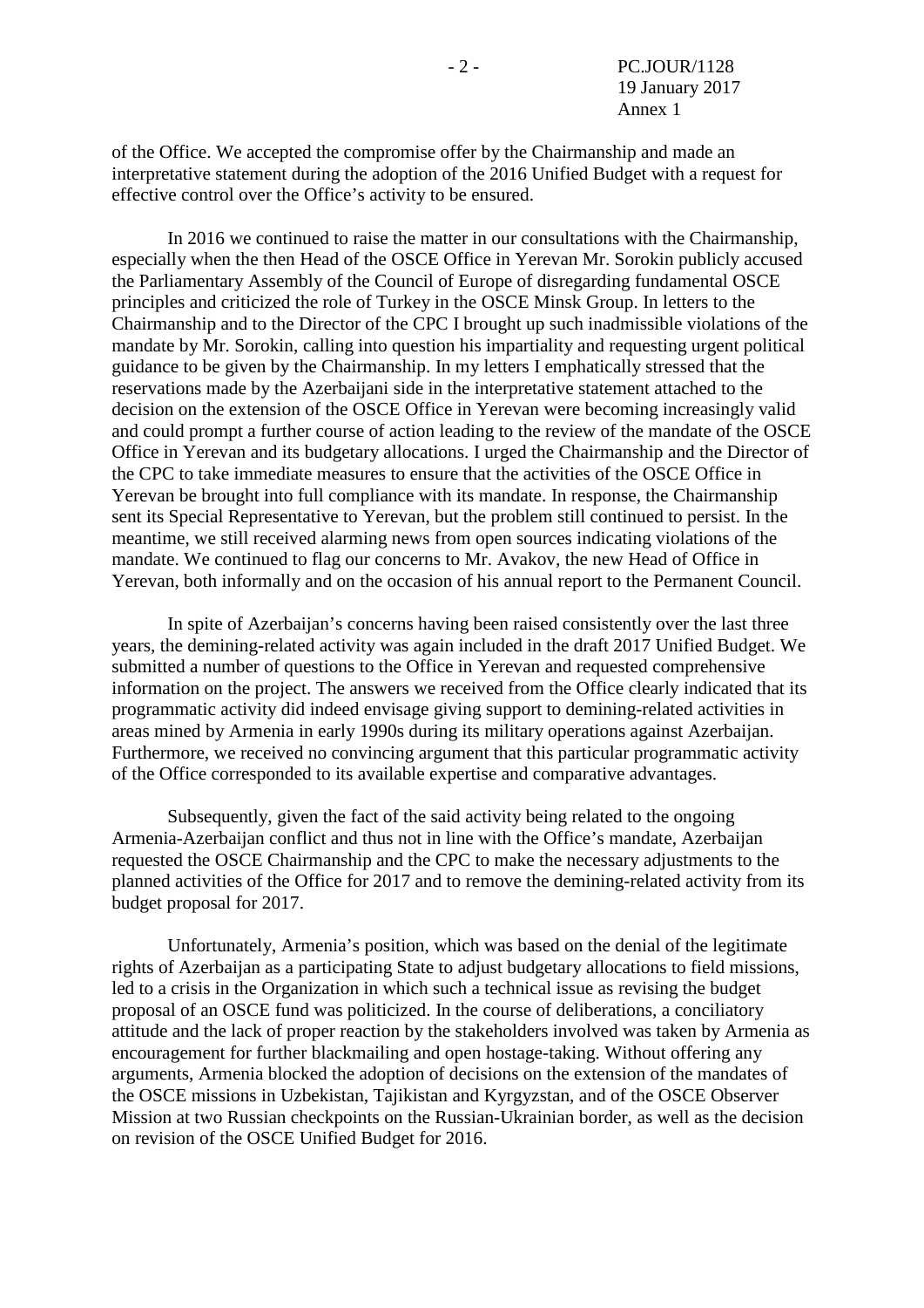of the Office. We accepted the compromise offer by the Chairmanship and made an interpretative statement during the adoption of the 2016 Unified Budget with a request for effective control over the Office's activity to be ensured.

In 2016 we continued to raise the matter in our consultations with the Chairmanship, especially when the then Head of the OSCE Office in Yerevan Mr. Sorokin publicly accused the Parliamentary Assembly of the Council of Europe of disregarding fundamental OSCE principles and criticized the role of Turkey in the OSCE Minsk Group. In letters to the Chairmanship and to the Director of the CPC I brought up such inadmissible violations of the mandate by Mr. Sorokin, calling into question his impartiality and requesting urgent political guidance to be given by the Chairmanship. In my letters I emphatically stressed that the reservations made by the Azerbaijani side in the interpretative statement attached to the decision on the extension of the OSCE Office in Yerevan were becoming increasingly valid and could prompt a further course of action leading to the review of the mandate of the OSCE Office in Yerevan and its budgetary allocations. I urged the Chairmanship and the Director of the CPC to take immediate measures to ensure that the activities of the OSCE Office in Yerevan be brought into full compliance with its mandate. In response, the Chairmanship sent its Special Representative to Yerevan, but the problem still continued to persist. In the meantime, we still received alarming news from open sources indicating violations of the mandate. We continued to flag our concerns to Mr. Avakov, the new Head of Office in Yerevan, both informally and on the occasion of his annual report to the Permanent Council.

In spite of Azerbaijan's concerns having been raised consistently over the last three years, the demining-related activity was again included in the draft 2017 Unified Budget. We submitted a number of questions to the Office in Yerevan and requested comprehensive information on the project. The answers we received from the Office clearly indicated that its programmatic activity did indeed envisage giving support to demining-related activities in areas mined by Armenia in early 1990s during its military operations against Azerbaijan. Furthermore, we received no convincing argument that this particular programmatic activity of the Office corresponded to its available expertise and comparative advantages.

Subsequently, given the fact of the said activity being related to the ongoing Armenia-Azerbaijan conflict and thus not in line with the Office's mandate, Azerbaijan requested the OSCE Chairmanship and the CPC to make the necessary adjustments to the planned activities of the Office for 2017 and to remove the demining-related activity from its budget proposal for 2017.

Unfortunately, Armenia's position, which was based on the denial of the legitimate rights of Azerbaijan as a participating State to adjust budgetary allocations to field missions, led to a crisis in the Organization in which such a technical issue as revising the budget proposal of an OSCE fund was politicized. In the course of deliberations, a conciliatory attitude and the lack of proper reaction by the stakeholders involved was taken by Armenia as encouragement for further blackmailing and open hostage-taking. Without offering any arguments, Armenia blocked the adoption of decisions on the extension of the mandates of the OSCE missions in Uzbekistan, Tajikistan and Kyrgyzstan, and of the OSCE Observer Mission at two Russian checkpoints on the Russian-Ukrainian border, as well as the decision on revision of the OSCE Unified Budget for 2016.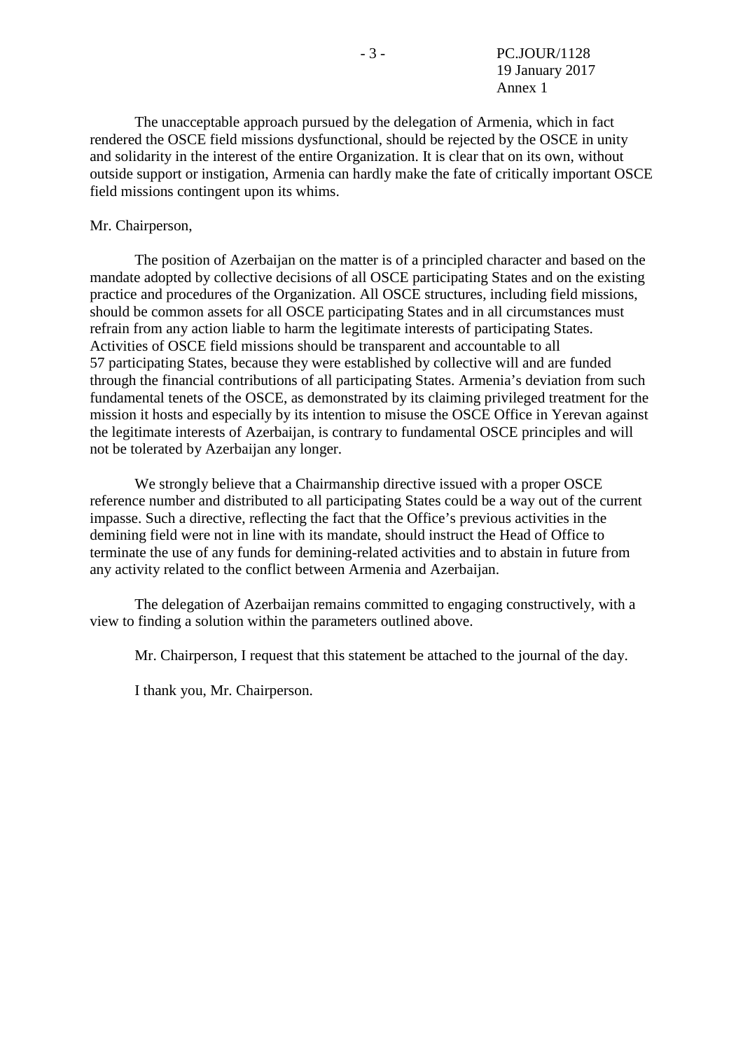The unacceptable approach pursued by the delegation of Armenia, which in fact rendered the OSCE field missions dysfunctional, should be rejected by the OSCE in unity and solidarity in the interest of the entire Organization. It is clear that on its own, without outside support or instigation, Armenia can hardly make the fate of critically important OSCE field missions contingent upon its whims.

Mr. Chairperson,

The position of Azerbaijan on the matter is of a principled character and based on the mandate adopted by collective decisions of all OSCE participating States and on the existing practice and procedures of the Organization. All OSCE structures, including field missions, should be common assets for all OSCE participating States and in all circumstances must refrain from any action liable to harm the legitimate interests of participating States. Activities of OSCE field missions should be transparent and accountable to all 57 participating States, because they were established by collective will and are funded through the financial contributions of all participating States. Armenia's deviation from such fundamental tenets of the OSCE, as demonstrated by its claiming privileged treatment for the mission it hosts and especially by its intention to misuse the OSCE Office in Yerevan against the legitimate interests of Azerbaijan, is contrary to fundamental OSCE principles and will not be tolerated by Azerbaijan any longer.

We strongly believe that a Chairmanship directive issued with a proper OSCE reference number and distributed to all participating States could be a way out of the current impasse. Such a directive, reflecting the fact that the Office's previous activities in the demining field were not in line with its mandate, should instruct the Head of Office to terminate the use of any funds for demining-related activities and to abstain in future from any activity related to the conflict between Armenia and Azerbaijan.

The delegation of Azerbaijan remains committed to engaging constructively, with a view to finding a solution within the parameters outlined above.

Mr. Chairperson, I request that this statement be attached to the journal of the day.

I thank you, Mr. Chairperson.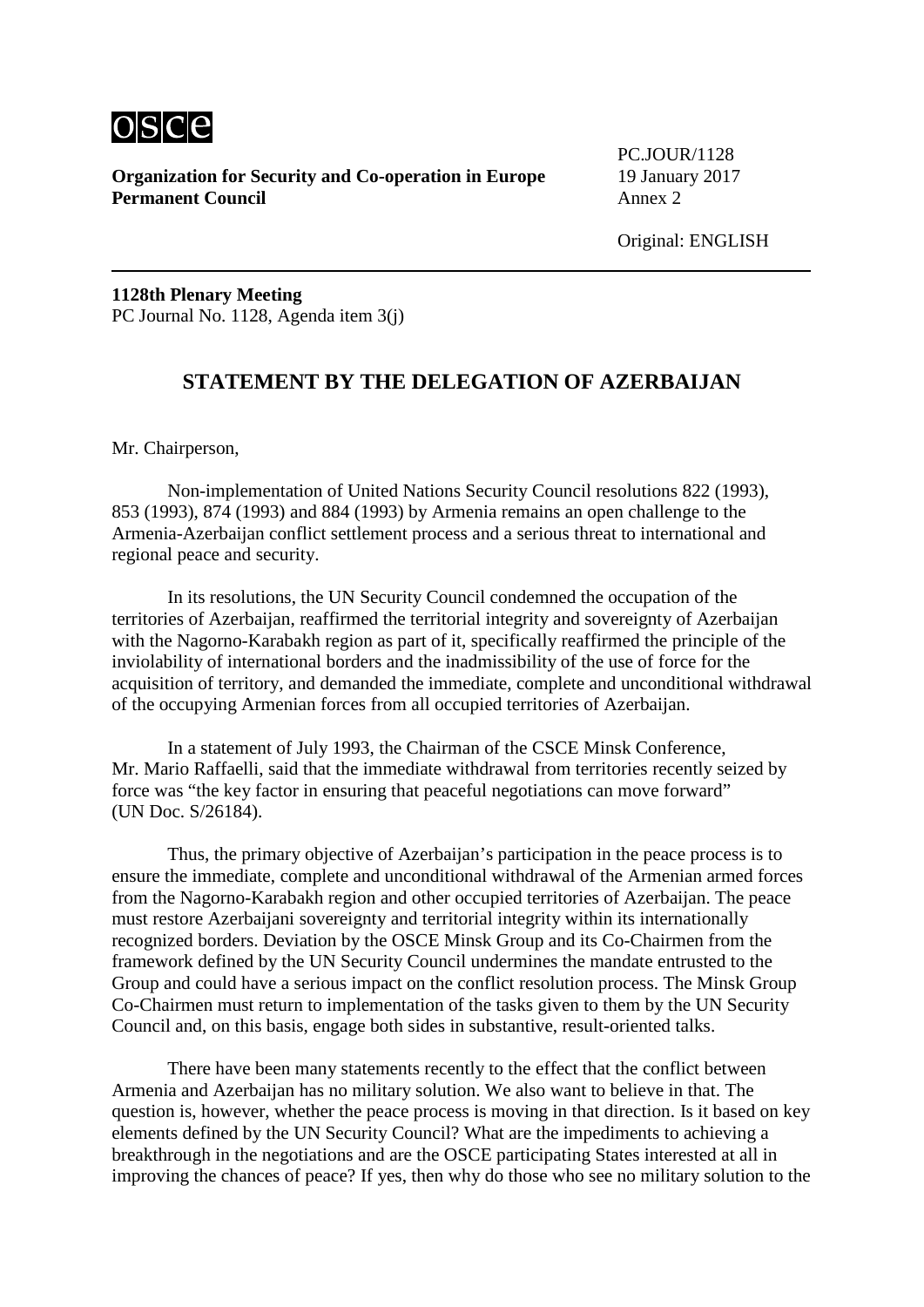**Organization for Security and Co-operation in Europe**
**Permanent Council**

PC.JOUR/1128
19 January 2017
Annex 2

Original: ENGLISH

**1128th Plenary Meeting**
PC Journal No. 1128, Agenda item 3(j)

## STATEMENT BY THE DELEGATION OF AZERBAIJAN

Mr. Chairperson,

Non-implementation of United Nations Security Council resolutions 822 (1993), 853 (1993), 874 (1993) and 884 (1993) by Armenia remains an open challenge to the Armenia-Azerbaijan conflict settlement process and a serious threat to international and regional peace and security.

In its resolutions, the UN Security Council condemned the occupation of the territories of Azerbaijan, reaffirmed the territorial integrity and sovereignty of Azerbaijan with the Nagorno-Karabakh region as part of it, specifically reaffirmed the principle of the inviolability of international borders and the inadmissibility of the use of force for the acquisition of territory, and demanded the immediate, complete and unconditional withdrawal of the occupying Armenian forces from all occupied territories of Azerbaijan.

In a statement of July 1993, the Chairman of the CSCE Minsk Conference, Mr. Mario Raffaelli, said that the immediate withdrawal from territories recently seized by force was "the key factor in ensuring that peaceful negotiations can move forward" (UN Doc. S/26184).

Thus, the primary objective of Azerbaijan's participation in the peace process is to ensure the immediate, complete and unconditional withdrawal of the Armenian armed forces from the Nagorno-Karabakh region and other occupied territories of Azerbaijan. The peace must restore Azerbaijani sovereignty and territorial integrity within its internationally recognized borders. Deviation by the OSCE Minsk Group and its Co-Chairmen from the framework defined by the UN Security Council undermines the mandate entrusted to the Group and could have a serious impact on the conflict resolution process. The Minsk Group Co-Chairmen must return to implementation of the tasks given to them by the UN Security Council and, on this basis, engage both sides in substantive, result-oriented talks.

There have been many statements recently to the effect that the conflict between Armenia and Azerbaijan has no military solution. We also want to believe in that. The question is, however, whether the peace process is moving in that direction. Is it based on key elements defined by the UN Security Council? What are the impediments to achieving a breakthrough in the negotiations and are the OSCE participating States interested at all in improving the chances of peace? If yes, then why do those who see no military solution to the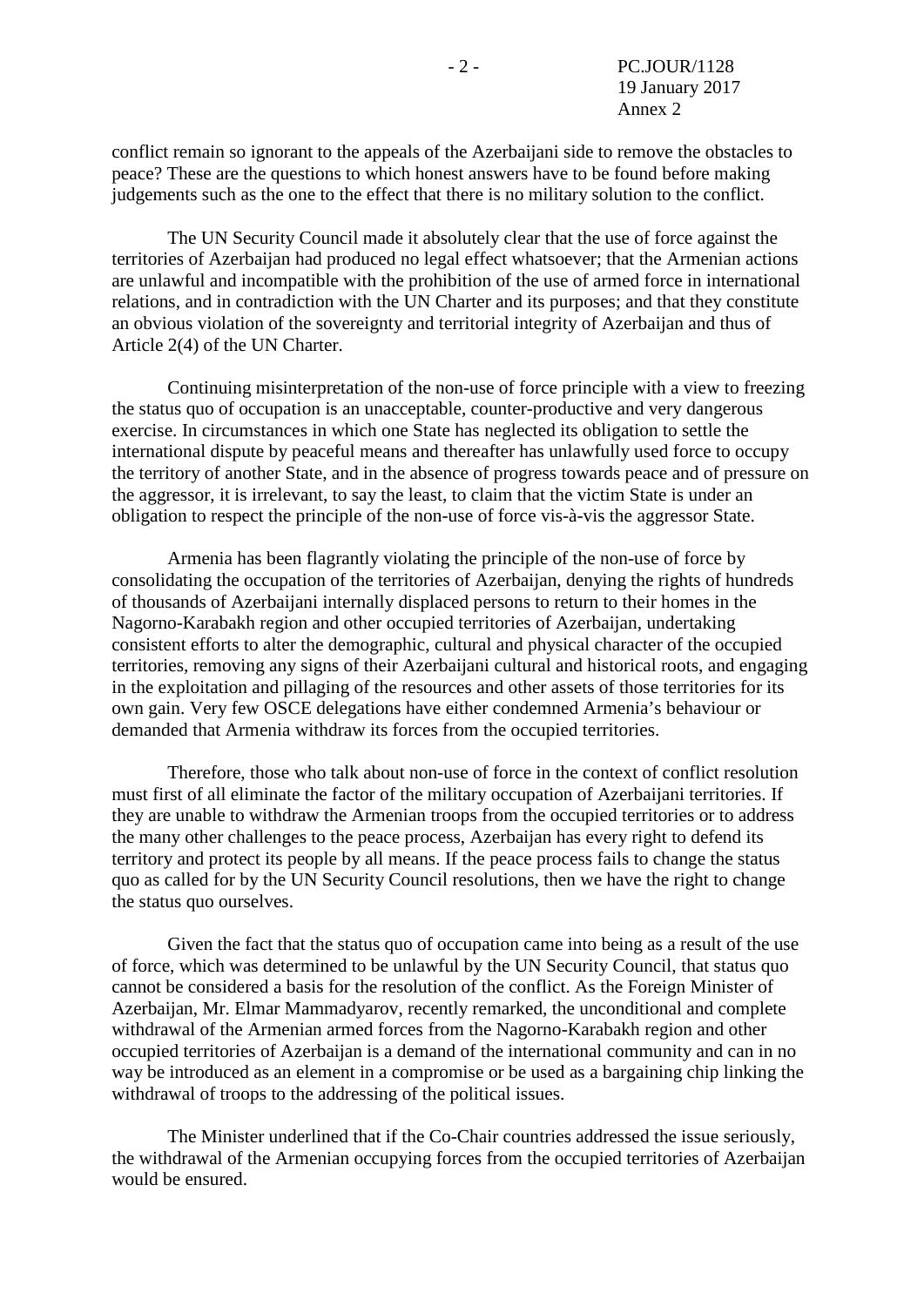conflict remain so ignorant to the appeals of the Azerbaijani side to remove the obstacles to peace? These are the questions to which honest answers have to be found before making judgements such as the one to the effect that there is no military solution to the conflict.

The UN Security Council made it absolutely clear that the use of force against the territories of Azerbaijan had produced no legal effect whatsoever; that the Armenian actions are unlawful and incompatible with the prohibition of the use of armed force in international relations, and in contradiction with the UN Charter and its purposes; and that they constitute an obvious violation of the sovereignty and territorial integrity of Azerbaijan and thus of Article 2(4) of the UN Charter.

Continuing misinterpretation of the non-use of force principle with a view to freezing the status quo of occupation is an unacceptable, counter-productive and very dangerous exercise. In circumstances in which one State has neglected its obligation to settle the international dispute by peaceful means and thereafter has unlawfully used force to occupy the territory of another State, and in the absence of progress towards peace and of pressure on the aggressor, it is irrelevant, to say the least, to claim that the victim State is under an obligation to respect the principle of the non-use of force vis-à-vis the aggressor State.

Armenia has been flagrantly violating the principle of the non-use of force by consolidating the occupation of the territories of Azerbaijan, denying the rights of hundreds of thousands of Azerbaijani internally displaced persons to return to their homes in the Nagorno-Karabakh region and other occupied territories of Azerbaijan, undertaking consistent efforts to alter the demographic, cultural and physical character of the occupied territories, removing any signs of their Azerbaijani cultural and historical roots, and engaging in the exploitation and pillaging of the resources and other assets of those territories for its own gain. Very few OSCE delegations have either condemned Armenia's behaviour or demanded that Armenia withdraw its forces from the occupied territories.

Therefore, those who talk about non-use of force in the context of conflict resolution must first of all eliminate the factor of the military occupation of Azerbaijani territories. If they are unable to withdraw the Armenian troops from the occupied territories or to address the many other challenges to the peace process, Azerbaijan has every right to defend its territory and protect its people by all means. If the peace process fails to change the status quo as called for by the UN Security Council resolutions, then we have the right to change the status quo ourselves.

Given the fact that the status quo of occupation came into being as a result of the use of force, which was determined to be unlawful by the UN Security Council, that status quo cannot be considered a basis for the resolution of the conflict. As the Foreign Minister of Azerbaijan, Mr. Elmar Mammadyarov, recently remarked, the unconditional and complete withdrawal of the Armenian armed forces from the Nagorno-Karabakh region and other occupied territories of Azerbaijan is a demand of the international community and can in no way be introduced as an element in a compromise or be used as a bargaining chip linking the withdrawal of troops to the addressing of the political issues.

The Minister underlined that if the Co-Chair countries addressed the issue seriously, the withdrawal of the Armenian occupying forces from the occupied territories of Azerbaijan would be ensured.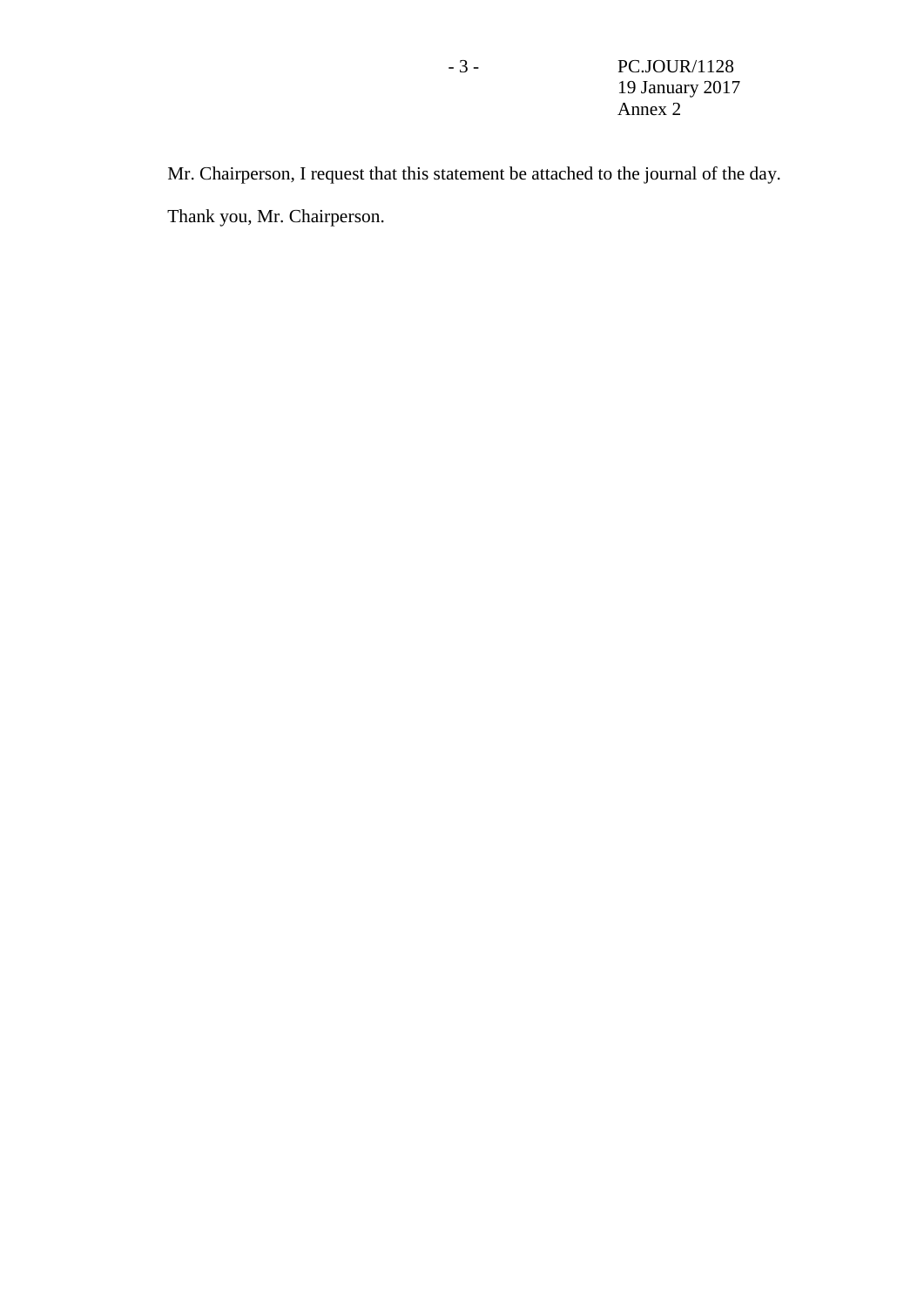Mr. Chairperson, I request that this statement be attached to the journal of the day.

Thank you, Mr. Chairperson.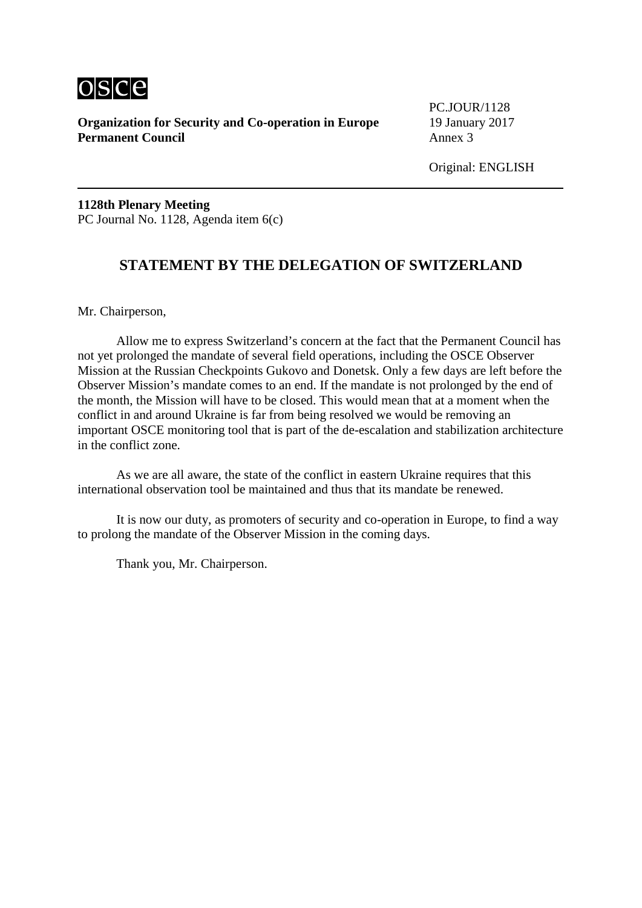**Organization for Security and Co-operation in Europe**
**Permanent Council**

PC.JOUR/1128
19 January 2017
Annex 3

Original: ENGLISH

**1128th Plenary Meeting**
PC Journal No. 1128, Agenda item 6(c)

## STATEMENT BY THE DELEGATION OF SWITZERLAND

Mr. Chairperson,

Allow me to express Switzerland's concern at the fact that the Permanent Council has not yet prolonged the mandate of several field operations, including the OSCE Observer Mission at the Russian Checkpoints Gukovo and Donetsk. Only a few days are left before the Observer Mission's mandate comes to an end. If the mandate is not prolonged by the end of the month, the Mission will have to be closed. This would mean that at a moment when the conflict in and around Ukraine is far from being resolved we would be removing an important OSCE monitoring tool that is part of the de-escalation and stabilization architecture in the conflict zone.

As we are all aware, the state of the conflict in eastern Ukraine requires that this international observation tool be maintained and thus that its mandate be renewed.

It is now our duty, as promoters of security and co-operation in Europe, to find a way to prolong the mandate of the Observer Mission in the coming days.

Thank you, Mr. Chairperson.